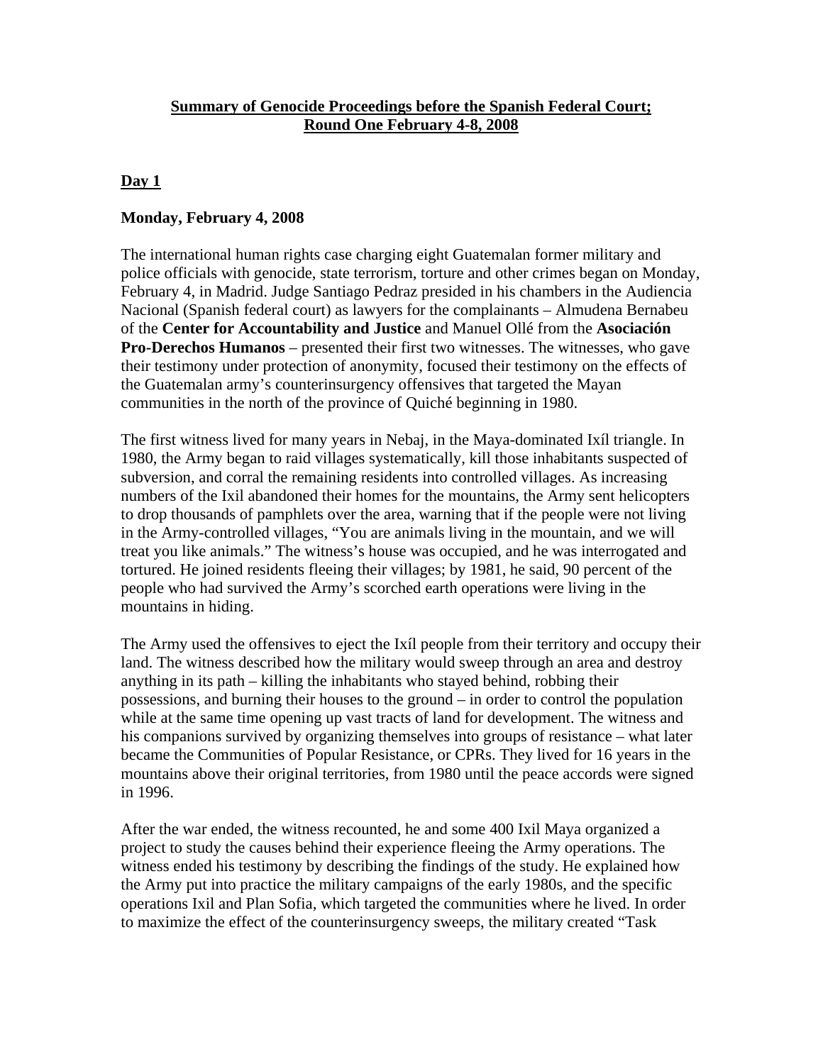# Summary of Genocide Proceedings before the Spanish Federal Court; Round One February 4-8, 2008

## Day 1

### Monday, February 4, 2008

The international human rights case charging eight Guatemalan former military and police officials with genocide, state terrorism, torture and other crimes began on Monday, February 4, in Madrid. Judge Santiago Pedraz presided in his chambers in the Audiencia Nacional (Spanish federal court) as lawyers for the complainants – Almudena Bernabeu of the **Center for Accountability and Justice** and Manuel Ollé from the **Asociación Pro-Derechos Humanos** – presented their first two witnesses. The witnesses, who gave their testimony under protection of anonymity, focused their testimony on the effects of the Guatemalan army's counterinsurgency offensives that targeted the Mayan communities in the north of the province of Quiché beginning in 1980.

The first witness lived for many years in Nebaj, in the Maya-dominated Ixíl triangle. In 1980, the Army began to raid villages systematically, kill those inhabitants suspected of subversion, and corral the remaining residents into controlled villages. As increasing numbers of the Ixil abandoned their homes for the mountains, the Army sent helicopters to drop thousands of pamphlets over the area, warning that if the people were not living in the Army-controlled villages, "You are animals living in the mountain, and we will treat you like animals." The witness's house was occupied, and he was interrogated and tortured. He joined residents fleeing their villages; by 1981, he said, 90 percent of the people who had survived the Army's scorched earth operations were living in the mountains in hiding.

The Army used the offensives to eject the Ixíl people from their territory and occupy their land. The witness described how the military would sweep through an area and destroy anything in its path – killing the inhabitants who stayed behind, robbing their possessions, and burning their houses to the ground – in order to control the population while at the same time opening up vast tracts of land for development. The witness and his companions survived by organizing themselves into groups of resistance – what later became the Communities of Popular Resistance, or CPRs. They lived for 16 years in the mountains above their original territories, from 1980 until the peace accords were signed in 1996.

After the war ended, the witness recounted, he and some 400 Ixil Maya organized a project to study the causes behind their experience fleeing the Army operations. The witness ended his testimony by describing the findings of the study. He explained how the Army put into practice the military campaigns of the early 1980s, and the specific operations Ixil and Plan Sofia, which targeted the communities where he lived. In order to maximize the effect of the counterinsurgency sweeps, the military created "Task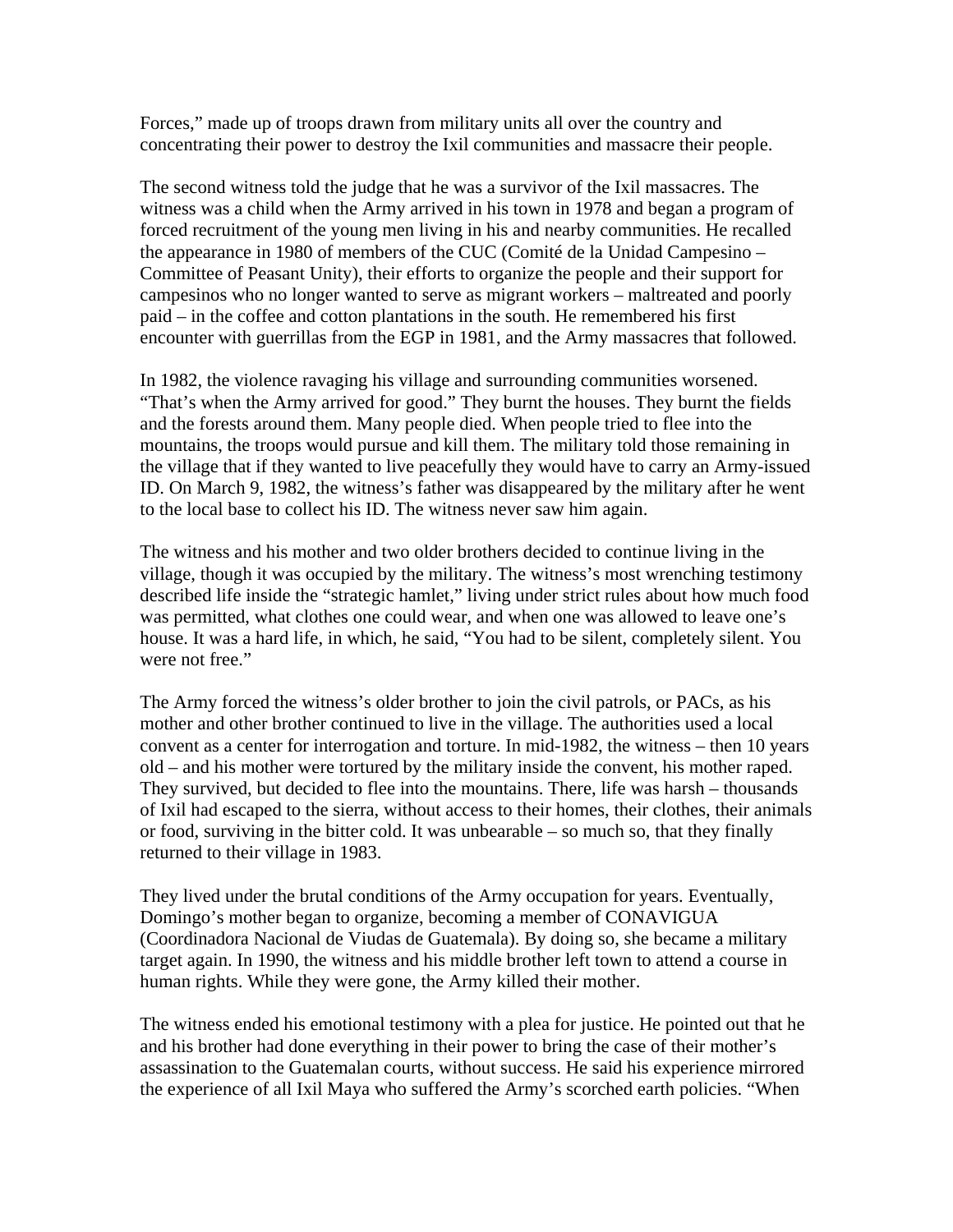Forces," made up of troops drawn from military units all over the country and concentrating their power to destroy the Ixil communities and massacre their people.

The second witness told the judge that he was a survivor of the Ixil massacres. The witness was a child when the Army arrived in his town in 1978 and began a program of forced recruitment of the young men living in his and nearby communities. He recalled the appearance in 1980 of members of the CUC (Comité de la Unidad Campesino – Committee of Peasant Unity), their efforts to organize the people and their support for campesinos who no longer wanted to serve as migrant workers – maltreated and poorly paid – in the coffee and cotton plantations in the south. He remembered his first encounter with guerrillas from the EGP in 1981, and the Army massacres that followed.

In 1982, the violence ravaging his village and surrounding communities worsened. "That's when the Army arrived for good." They burnt the houses. They burnt the fields and the forests around them. Many people died. When people tried to flee into the mountains, the troops would pursue and kill them. The military told those remaining in the village that if they wanted to live peacefully they would have to carry an Army-issued ID. On March 9, 1982, the witness's father was disappeared by the military after he went to the local base to collect his ID. The witness never saw him again.

The witness and his mother and two older brothers decided to continue living in the village, though it was occupied by the military. The witness's most wrenching testimony described life inside the "strategic hamlet," living under strict rules about how much food was permitted, what clothes one could wear, and when one was allowed to leave one's house. It was a hard life, in which, he said, "You had to be silent, completely silent. You were not free."

The Army forced the witness's older brother to join the civil patrols, or PACs, as his mother and other brother continued to live in the village. The authorities used a local convent as a center for interrogation and torture. In mid-1982, the witness – then 10 years old – and his mother were tortured by the military inside the convent, his mother raped. They survived, but decided to flee into the mountains. There, life was harsh – thousands of Ixil had escaped to the sierra, without access to their homes, their clothes, their animals or food, surviving in the bitter cold. It was unbearable – so much so, that they finally returned to their village in 1983.

They lived under the brutal conditions of the Army occupation for years. Eventually, Domingo's mother began to organize, becoming a member of CONAVIGUA (Coordinadora Nacional de Viudas de Guatemala). By doing so, she became a military target again. In 1990, the witness and his middle brother left town to attend a course in human rights. While they were gone, the Army killed their mother.

The witness ended his emotional testimony with a plea for justice. He pointed out that he and his brother had done everything in their power to bring the case of their mother's assassination to the Guatemalan courts, without success. He said his experience mirrored the experience of all Ixil Maya who suffered the Army's scorched earth policies. "When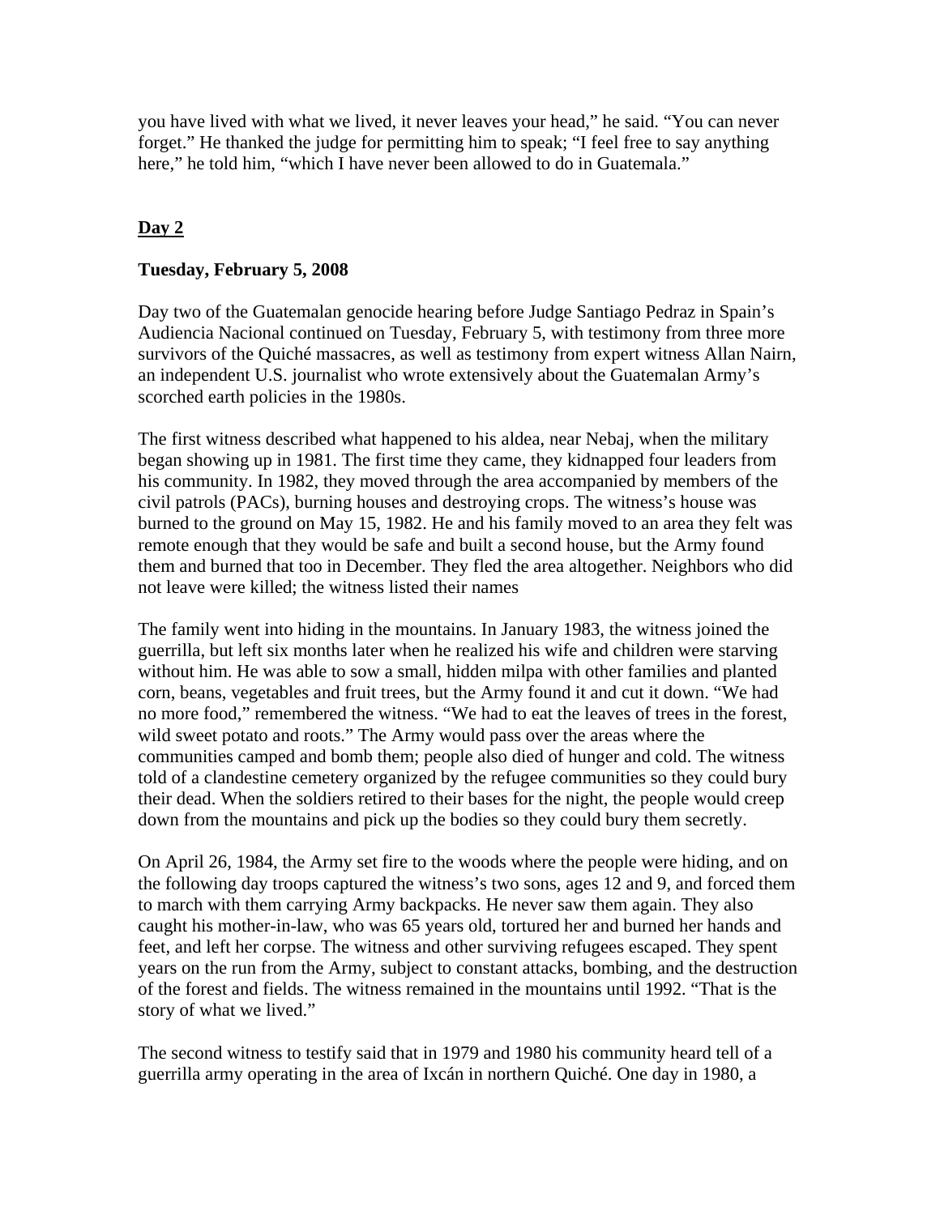you have lived with what we lived, it never leaves your head," he said. "You can never forget." He thanked the judge for permitting him to speak; "I feel free to say anything here," he told him, "which I have never been allowed to do in Guatemala."

## Day 2

### Tuesday, February 5, 2008

Day two of the Guatemalan genocide hearing before Judge Santiago Pedraz in Spain's Audiencia Nacional continued on Tuesday, February 5, with testimony from three more survivors of the Quiché massacres, as well as testimony from expert witness Allan Nairn, an independent U.S. journalist who wrote extensively about the Guatemalan Army's scorched earth policies in the 1980s.

The first witness described what happened to his aldea, near Nebaj, when the military began showing up in 1981. The first time they came, they kidnapped four leaders from his community. In 1982, they moved through the area accompanied by members of the civil patrols (PACs), burning houses and destroying crops. The witness's house was burned to the ground on May 15, 1982. He and his family moved to an area they felt was remote enough that they would be safe and built a second house, but the Army found them and burned that too in December. They fled the area altogether. Neighbors who did not leave were killed; the witness listed their names

The family went into hiding in the mountains. In January 1983, the witness joined the guerrilla, but left six months later when he realized his wife and children were starving without him. He was able to sow a small, hidden milpa with other families and planted corn, beans, vegetables and fruit trees, but the Army found it and cut it down. "We had no more food," remembered the witness. "We had to eat the leaves of trees in the forest, wild sweet potato and roots." The Army would pass over the areas where the communities camped and bomb them; people also died of hunger and cold. The witness told of a clandestine cemetery organized by the refugee communities so they could bury their dead. When the soldiers retired to their bases for the night, the people would creep down from the mountains and pick up the bodies so they could bury them secretly.

On April 26, 1984, the Army set fire to the woods where the people were hiding, and on the following day troops captured the witness's two sons, ages 12 and 9, and forced them to march with them carrying Army backpacks. He never saw them again. They also caught his mother-in-law, who was 65 years old, tortured her and burned her hands and feet, and left her corpse. The witness and other surviving refugees escaped. They spent years on the run from the Army, subject to constant attacks, bombing, and the destruction of the forest and fields. The witness remained in the mountains until 1992. "That is the story of what we lived."

The second witness to testify said that in 1979 and 1980 his community heard tell of a guerrilla army operating in the area of Ixcán in northern Quiché. One day in 1980, a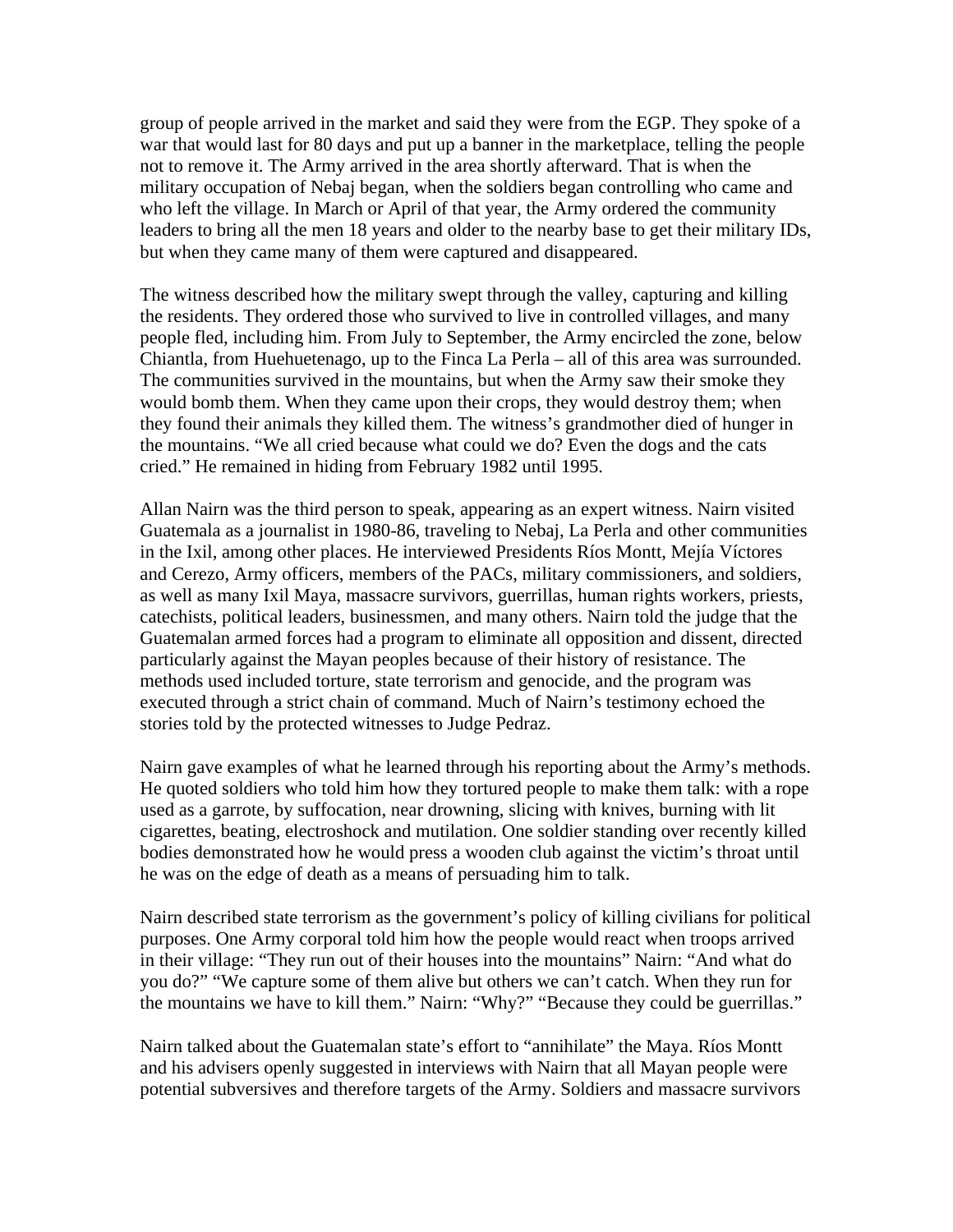group of people arrived in the market and said they were from the EGP. They spoke of a war that would last for 80 days and put up a banner in the marketplace, telling the people not to remove it. The Army arrived in the area shortly afterward. That is when the military occupation of Nebaj began, when the soldiers began controlling who came and who left the village. In March or April of that year, the Army ordered the community leaders to bring all the men 18 years and older to the nearby base to get their military IDs, but when they came many of them were captured and disappeared.

The witness described how the military swept through the valley, capturing and killing the residents. They ordered those who survived to live in controlled villages, and many people fled, including him. From July to September, the Army encircled the zone, below Chiantla, from Huehuetenago, up to the Finca La Perla – all of this area was surrounded. The communities survived in the mountains, but when the Army saw their smoke they would bomb them. When they came upon their crops, they would destroy them; when they found their animals they killed them. The witness's grandmother died of hunger in the mountains. "We all cried because what could we do? Even the dogs and the cats cried." He remained in hiding from February 1982 until 1995.

Allan Nairn was the third person to speak, appearing as an expert witness. Nairn visited Guatemala as a journalist in 1980-86, traveling to Nebaj, La Perla and other communities in the Ixil, among other places. He interviewed Presidents Ríos Montt, Mejía Víctores and Cerezo, Army officers, members of the PACs, military commissioners, and soldiers, as well as many Ixil Maya, massacre survivors, guerrillas, human rights workers, priests, catechists, political leaders, businessmen, and many others. Nairn told the judge that the Guatemalan armed forces had a program to eliminate all opposition and dissent, directed particularly against the Mayan peoples because of their history of resistance. The methods used included torture, state terrorism and genocide, and the program was executed through a strict chain of command. Much of Nairn's testimony echoed the stories told by the protected witnesses to Judge Pedraz.

Nairn gave examples of what he learned through his reporting about the Army's methods. He quoted soldiers who told him how they tortured people to make them talk: with a rope used as a garrote, by suffocation, near drowning, slicing with knives, burning with lit cigarettes, beating, electroshock and mutilation. One soldier standing over recently killed bodies demonstrated how he would press a wooden club against the victim's throat until he was on the edge of death as a means of persuading him to talk.

Nairn described state terrorism as the government's policy of killing civilians for political purposes. One Army corporal told him how the people would react when troops arrived in their village: "They run out of their houses into the mountains" Nairn: "And what do you do?" "We capture some of them alive but others we can't catch. When they run for the mountains we have to kill them." Nairn: "Why?" "Because they could be guerrillas."

Nairn talked about the Guatemalan state's effort to "annihilate" the Maya. Ríos Montt and his advisers openly suggested in interviews with Nairn that all Mayan people were potential subversives and therefore targets of the Army. Soldiers and massacre survivors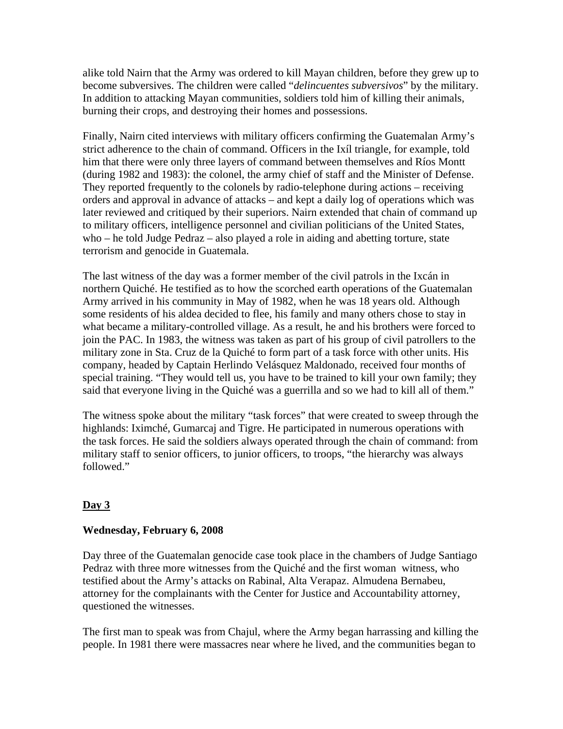alike told Nairn that the Army was ordered to kill Mayan children, before they grew up to become subversives. The children were called "*delincuentes subversivos*" by the military. In addition to attacking Mayan communities, soldiers told him of killing their animals, burning their crops, and destroying their homes and possessions.

Finally, Nairn cited interviews with military officers confirming the Guatemalan Army's strict adherence to the chain of command. Officers in the Ixíl triangle, for example, told him that there were only three layers of command between themselves and Ríos Montt (during 1982 and 1983): the colonel, the army chief of staff and the Minister of Defense. They reported frequently to the colonels by radio-telephone during actions – receiving orders and approval in advance of attacks – and kept a daily log of operations which was later reviewed and critiqued by their superiors. Nairn extended that chain of command up to military officers, intelligence personnel and civilian politicians of the United States, who – he told Judge Pedraz – also played a role in aiding and abetting torture, state terrorism and genocide in Guatemala.

The last witness of the day was a former member of the civil patrols in the Ixcán in northern Quiché. He testified as to how the scorched earth operations of the Guatemalan Army arrived in his community in May of 1982, when he was 18 years old. Although some residents of his aldea decided to flee, his family and many others chose to stay in what became a military-controlled village. As a result, he and his brothers were forced to join the PAC. In 1983, the witness was taken as part of his group of civil patrollers to the military zone in Sta. Cruz de la Quiché to form part of a task force with other units. His company, headed by Captain Herlindo Velásquez Maldonado, received four months of special training. "They would tell us, you have to be trained to kill your own family; they said that everyone living in the Quiché was a guerrilla and so we had to kill all of them."

The witness spoke about the military "task forces" that were created to sweep through the highlands: Iximché, Gumarcaj and Tigre. He participated in numerous operations with the task forces. He said the soldiers always operated through the chain of command: from military staff to senior officers, to junior officers, to troops, "the hierarchy was always followed."

## Day 3

### Wednesday, February 6, 2008

Day three of the Guatemalan genocide case took place in the chambers of Judge Santiago Pedraz with three more witnesses from the Quiché and the first woman witness, who testified about the Army's attacks on Rabinal, Alta Verapaz. Almudena Bernabeu, attorney for the complainants with the Center for Justice and Accountability attorney, questioned the witnesses.

The first man to speak was from Chajul, where the Army began harrassing and killing the people. In 1981 there were massacres near where he lived, and the communities began to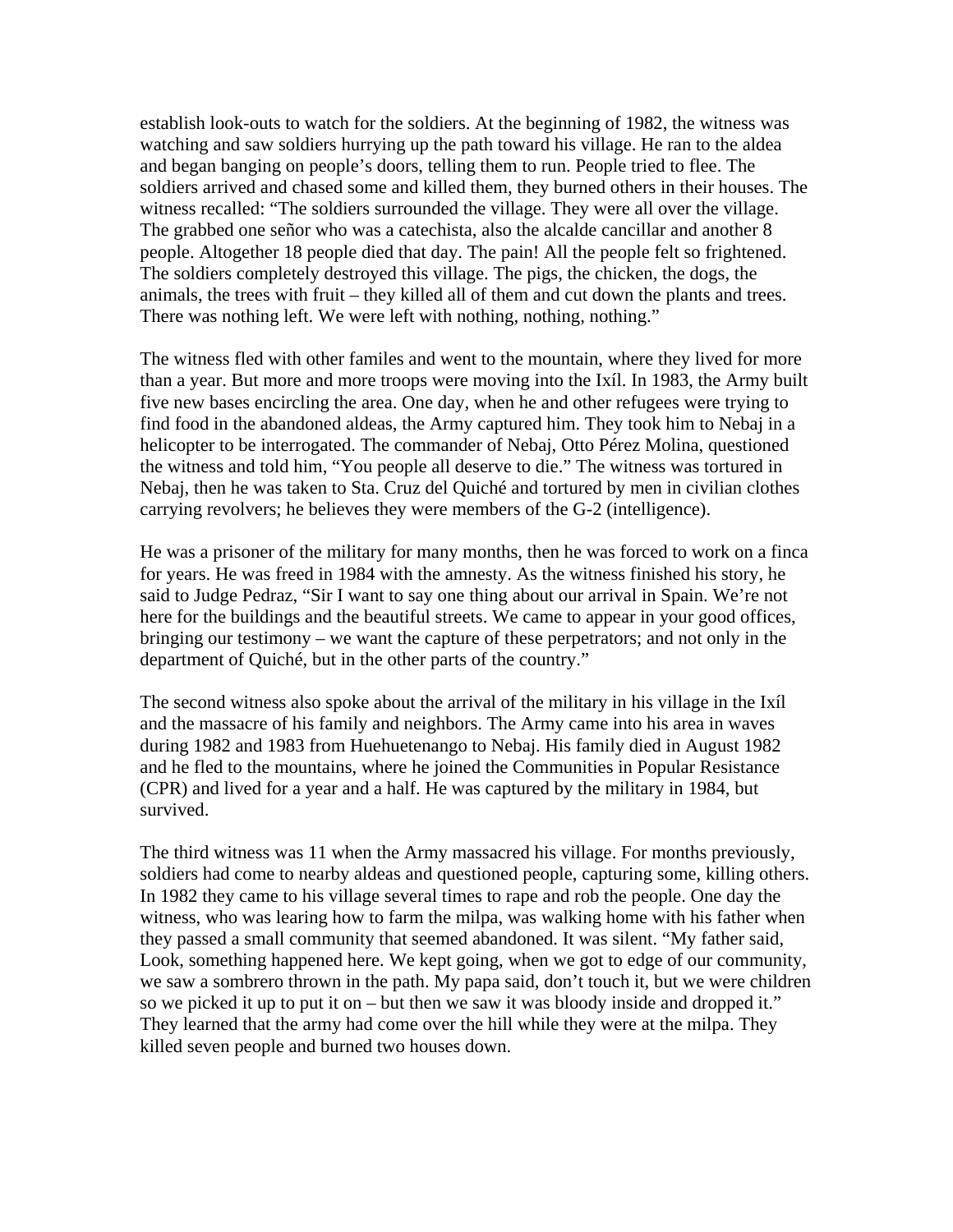establish look-outs to watch for the soldiers. At the beginning of 1982, the witness was watching and saw soldiers hurrying up the path toward his village. He ran to the aldea and began banging on people's doors, telling them to run. People tried to flee. The soldiers arrived and chased some and killed them, they burned others in their houses. The witness recalled: "The soldiers surrounded the village. They were all over the village. The grabbed one señor who was a catechista, also the alcalde cancillar and another 8 people. Altogether 18 people died that day. The pain! All the people felt so frightened. The soldiers completely destroyed this village. The pigs, the chicken, the dogs, the animals, the trees with fruit – they killed all of them and cut down the plants and trees. There was nothing left. We were left with nothing, nothing, nothing."

The witness fled with other familes and went to the mountain, where they lived for more than a year. But more and more troops were moving into the Ixíl. In 1983, the Army built five new bases encircling the area. One day, when he and other refugees were trying to find food in the abandoned aldeas, the Army captured him. They took him to Nebaj in a helicopter to be interrogated. The commander of Nebaj, Otto Pérez Molina, questioned the witness and told him, "You people all deserve to die." The witness was tortured in Nebaj, then he was taken to Sta. Cruz del Quiché and tortured by men in civilian clothes carrying revolvers; he believes they were members of the G-2 (intelligence).

He was a prisoner of the military for many months, then he was forced to work on a finca for years. He was freed in 1984 with the amnesty. As the witness finished his story, he said to Judge Pedraz, "Sir I want to say one thing about our arrival in Spain. We're not here for the buildings and the beautiful streets. We came to appear in your good offices, bringing our testimony – we want the capture of these perpetrators; and not only in the department of Quiché, but in the other parts of the country."

The second witness also spoke about the arrival of the military in his village in the Ixíl and the massacre of his family and neighbors. The Army came into his area in waves during 1982 and 1983 from Huehuetenango to Nebaj. His family died in August 1982 and he fled to the mountains, where he joined the Communities in Popular Resistance (CPR) and lived for a year and a half. He was captured by the military in 1984, but survived.

The third witness was 11 when the Army massacred his village. For months previously, soldiers had come to nearby aldeas and questioned people, capturing some, killing others. In 1982 they came to his village several times to rape and rob the people. One day the witness, who was learing how to farm the milpa, was walking home with his father when they passed a small community that seemed abandoned. It was silent. "My father said, Look, something happened here. We kept going, when we got to edge of our community, we saw a sombrero thrown in the path. My papa said, don't touch it, but we were children so we picked it up to put it on – but then we saw it was bloody inside and dropped it." They learned that the army had come over the hill while they were at the milpa. They killed seven people and burned two houses down.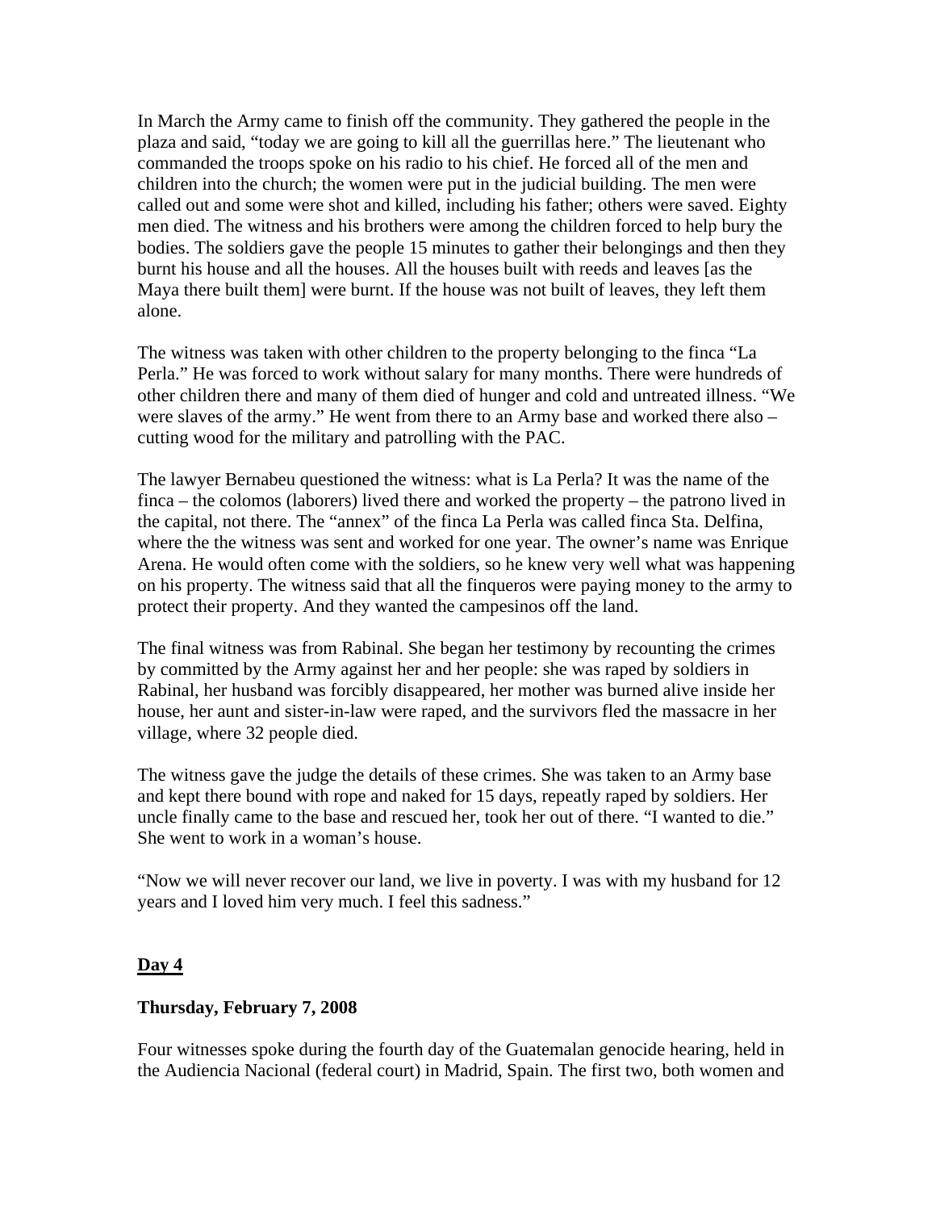In March the Army came to finish off the community. They gathered the people in the plaza and said, "today we are going to kill all the guerrillas here." The lieutenant who commanded the troops spoke on his radio to his chief. He forced all of the men and children into the church; the women were put in the judicial building. The men were called out and some were shot and killed, including his father; others were saved. Eighty men died. The witness and his brothers were among the children forced to help bury the bodies. The soldiers gave the people 15 minutes to gather their belongings and then they burnt his house and all the houses. All the houses built with reeds and leaves [as the Maya there built them] were burnt. If the house was not built of leaves, they left them alone.

The witness was taken with other children to the property belonging to the finca "La Perla." He was forced to work without salary for many months. There were hundreds of other children there and many of them died of hunger and cold and untreated illness. "We were slaves of the army." He went from there to an Army base and worked there also – cutting wood for the military and patrolling with the PAC.

The lawyer Bernabeu questioned the witness: what is La Perla? It was the name of the finca – the colomos (laborers) lived there and worked the property – the patrono lived in the capital, not there. The "annex" of the finca La Perla was called finca Sta. Delfina, where the the witness was sent and worked for one year. The owner's name was Enrique Arena. He would often come with the soldiers, so he knew very well what was happening on his property. The witness said that all the finqueros were paying money to the army to protect their property. And they wanted the campesinos off the land.

The final witness was from Rabinal. She began her testimony by recounting the crimes by committed by the Army against her and her people: she was raped by soldiers in Rabinal, her husband was forcibly disappeared, her mother was burned alive inside her house, her aunt and sister-in-law were raped, and the survivors fled the massacre in her village, where 32 people died.

The witness gave the judge the details of these crimes. She was taken to an Army base and kept there bound with rope and naked for 15 days, repeatly raped by soldiers. Her uncle finally came to the base and rescued her, took her out of there. "I wanted to die." She went to work in a woman's house.

"Now we will never recover our land, we live in poverty. I was with my husband for 12 years and I loved him very much. I feel this sadness."

## Day 4

**Thursday, February 7, 2008**

Four witnesses spoke during the fourth day of the Guatemalan genocide hearing, held in the Audiencia Nacional (federal court) in Madrid, Spain. The first two, both women and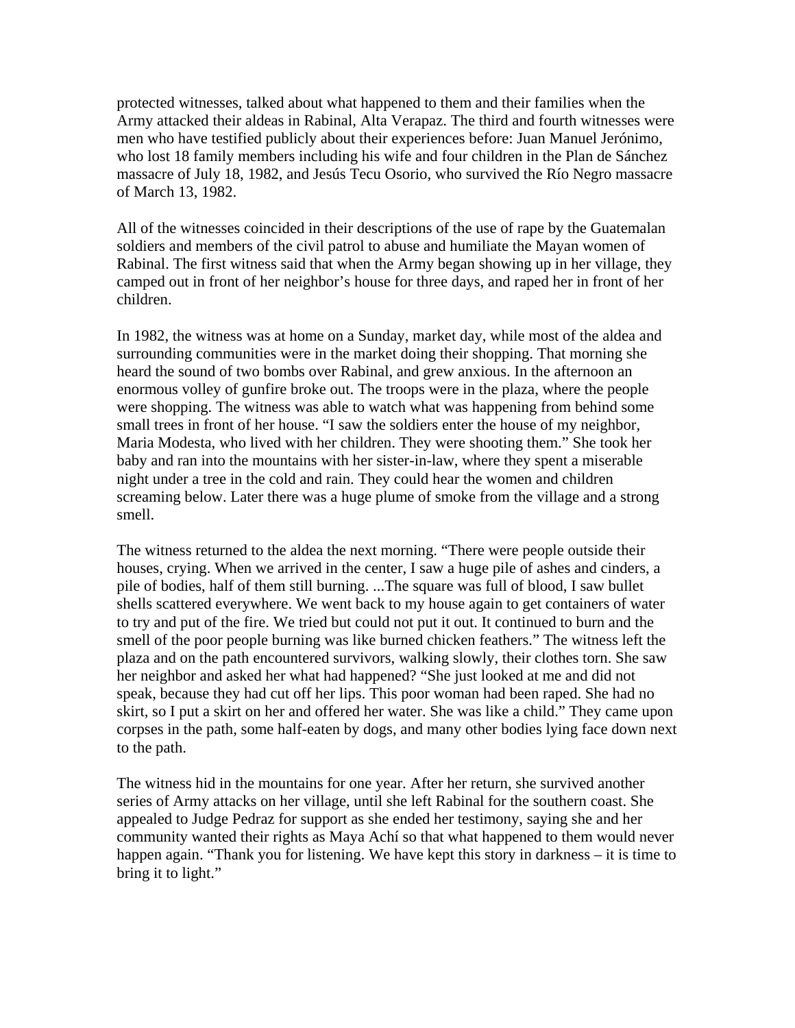protected witnesses, talked about what happened to them and their families when the Army attacked their aldeas in Rabinal, Alta Verapaz. The third and fourth witnesses were men who have testified publicly about their experiences before: Juan Manuel Jerónimo, who lost 18 family members including his wife and four children in the Plan de Sánchez massacre of July 18, 1982, and Jesús Tecu Osorio, who survived the Río Negro massacre of March 13, 1982.

All of the witnesses coincided in their descriptions of the use of rape by the Guatemalan soldiers and members of the civil patrol to abuse and humiliate the Mayan women of Rabinal. The first witness said that when the Army began showing up in her village, they camped out in front of her neighbor's house for three days, and raped her in front of her children.

In 1982, the witness was at home on a Sunday, market day, while most of the aldea and surrounding communities were in the market doing their shopping. That morning she heard the sound of two bombs over Rabinal, and grew anxious. In the afternoon an enormous volley of gunfire broke out. The troops were in the plaza, where the people were shopping. The witness was able to watch what was happening from behind some small trees in front of her house. "I saw the soldiers enter the house of my neighbor, Maria Modesta, who lived with her children. They were shooting them." She took her baby and ran into the mountains with her sister-in-law, where they spent a miserable night under a tree in the cold and rain. They could hear the women and children screaming below. Later there was a huge plume of smoke from the village and a strong smell.

The witness returned to the aldea the next morning. "There were people outside their houses, crying. When we arrived in the center, I saw a huge pile of ashes and cinders, a pile of bodies, half of them still burning. ...The square was full of blood, I saw bullet shells scattered everywhere. We went back to my house again to get containers of water to try and put of the fire. We tried but could not put it out. It continued to burn and the smell of the poor people burning was like burned chicken feathers." The witness left the plaza and on the path encountered survivors, walking slowly, their clothes torn. She saw her neighbor and asked her what had happened? "She just looked at me and did not speak, because they had cut off her lips. This poor woman had been raped. She had no skirt, so I put a skirt on her and offered her water. She was like a child." They came upon corpses in the path, some half-eaten by dogs, and many other bodies lying face down next to the path.

The witness hid in the mountains for one year. After her return, she survived another series of Army attacks on her village, until she left Rabinal for the southern coast. She appealed to Judge Pedraz for support as she ended her testimony, saying she and her community wanted their rights as Maya Achí so that what happened to them would never happen again. "Thank you for listening. We have kept this story in darkness – it is time to bring it to light."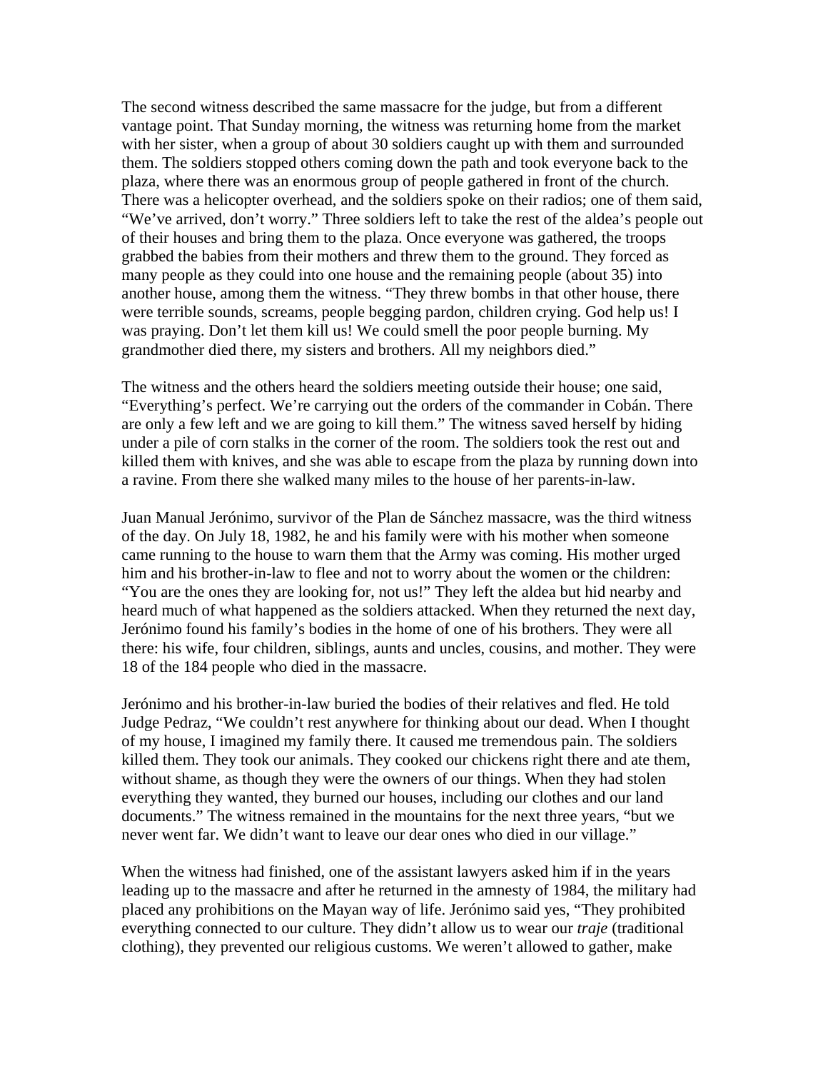The second witness described the same massacre for the judge, but from a different vantage point. That Sunday morning, the witness was returning home from the market with her sister, when a group of about 30 soldiers caught up with them and surrounded them. The soldiers stopped others coming down the path and took everyone back to the plaza, where there was an enormous group of people gathered in front of the church. There was a helicopter overhead, and the soldiers spoke on their radios; one of them said, "We've arrived, don't worry." Three soldiers left to take the rest of the aldea's people out of their houses and bring them to the plaza. Once everyone was gathered, the troops grabbed the babies from their mothers and threw them to the ground. They forced as many people as they could into one house and the remaining people (about 35) into another house, among them the witness. "They threw bombs in that other house, there were terrible sounds, screams, people begging pardon, children crying. God help us! I was praying. Don't let them kill us! We could smell the poor people burning. My grandmother died there, my sisters and brothers. All my neighbors died."

The witness and the others heard the soldiers meeting outside their house; one said, "Everything's perfect. We're carrying out the orders of the commander in Cobán. There are only a few left and we are going to kill them." The witness saved herself by hiding under a pile of corn stalks in the corner of the room. The soldiers took the rest out and killed them with knives, and she was able to escape from the plaza by running down into a ravine. From there she walked many miles to the house of her parents-in-law.

Juan Manual Jerónimo, survivor of the Plan de Sánchez massacre, was the third witness of the day. On July 18, 1982, he and his family were with his mother when someone came running to the house to warn them that the Army was coming. His mother urged him and his brother-in-law to flee and not to worry about the women or the children: "You are the ones they are looking for, not us!" They left the aldea but hid nearby and heard much of what happened as the soldiers attacked. When they returned the next day, Jerónimo found his family's bodies in the home of one of his brothers. They were all there: his wife, four children, siblings, aunts and uncles, cousins, and mother. They were 18 of the 184 people who died in the massacre.

Jerónimo and his brother-in-law buried the bodies of their relatives and fled. He told Judge Pedraz, "We couldn't rest anywhere for thinking about our dead. When I thought of my house, I imagined my family there. It caused me tremendous pain. The soldiers killed them. They took our animals. They cooked our chickens right there and ate them, without shame, as though they were the owners of our things. When they had stolen everything they wanted, they burned our houses, including our clothes and our land documents." The witness remained in the mountains for the next three years, "but we never went far. We didn't want to leave our dear ones who died in our village."

When the witness had finished, one of the assistant lawyers asked him if in the years leading up to the massacre and after he returned in the amnesty of 1984, the military had placed any prohibitions on the Mayan way of life. Jerónimo said yes, "They prohibited everything connected to our culture. They didn't allow us to wear our *traje* (traditional clothing), they prevented our religious customs. We weren't allowed to gather, make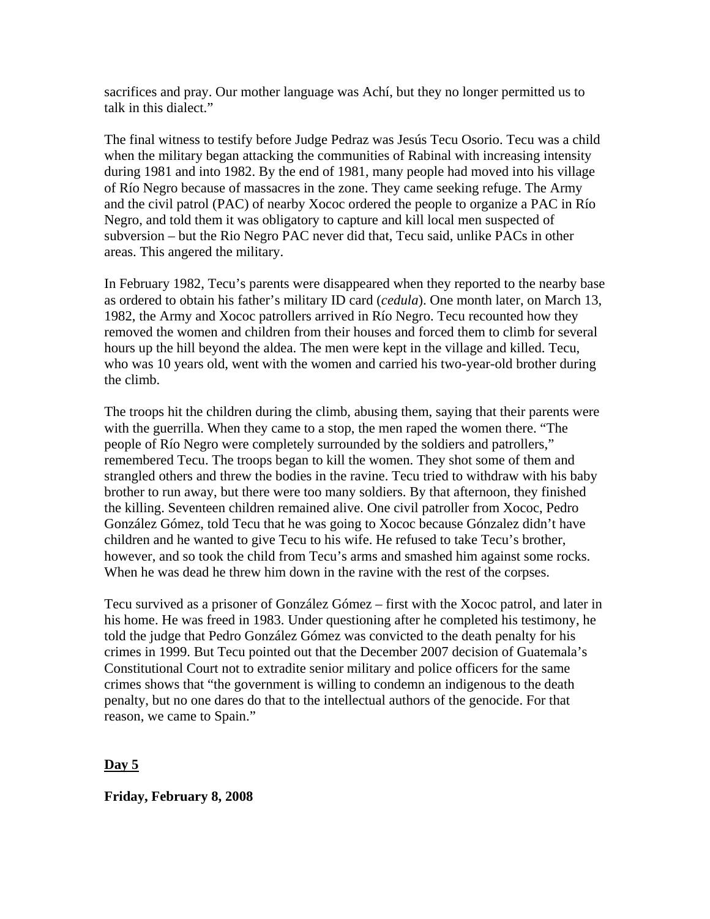sacrifices and pray. Our mother language was Achí, but they no longer permitted us to talk in this dialect."

The final witness to testify before Judge Pedraz was Jesús Tecu Osorio. Tecu was a child when the military began attacking the communities of Rabinal with increasing intensity during 1981 and into 1982. By the end of 1981, many people had moved into his village of Río Negro because of massacres in the zone. They came seeking refuge. The Army and the civil patrol (PAC) of nearby Xococ ordered the people to organize a PAC in Río Negro, and told them it was obligatory to capture and kill local men suspected of subversion – but the Rio Negro PAC never did that, Tecu said, unlike PACs in other areas. This angered the military.

In February 1982, Tecu's parents were disappeared when they reported to the nearby base as ordered to obtain his father's military ID card (*cedula*). One month later, on March 13, 1982, the Army and Xococ patrollers arrived in Río Negro. Tecu recounted how they removed the women and children from their houses and forced them to climb for several hours up the hill beyond the aldea. The men were kept in the village and killed. Tecu, who was 10 years old, went with the women and carried his two-year-old brother during the climb.

The troops hit the children during the climb, abusing them, saying that their parents were with the guerrilla. When they came to a stop, the men raped the women there. "The people of Río Negro were completely surrounded by the soldiers and patrollers," remembered Tecu. The troops began to kill the women. They shot some of them and strangled others and threw the bodies in the ravine. Tecu tried to withdraw with his baby brother to run away, but there were too many soldiers. By that afternoon, they finished the killing. Seventeen children remained alive. One civil patroller from Xococ, Pedro González Gómez, told Tecu that he was going to Xococ because Gónzalez didn't have children and he wanted to give Tecu to his wife. He refused to take Tecu's brother, however, and so took the child from Tecu's arms and smashed him against some rocks. When he was dead he threw him down in the ravine with the rest of the corpses.

Tecu survived as a prisoner of González Gómez – first with the Xococ patrol, and later in his home. He was freed in 1983. Under questioning after he completed his testimony, he told the judge that Pedro González Gómez was convicted to the death penalty for his crimes in 1999. But Tecu pointed out that the December 2007 decision of Guatemala's Constitutional Court not to extradite senior military and police officers for the same crimes shows that "the government is willing to condemn an indigenous to the death penalty, but no one dares do that to the intellectual authors of the genocide. For that reason, we came to Spain."

## Day 5

**Friday, February 8, 2008**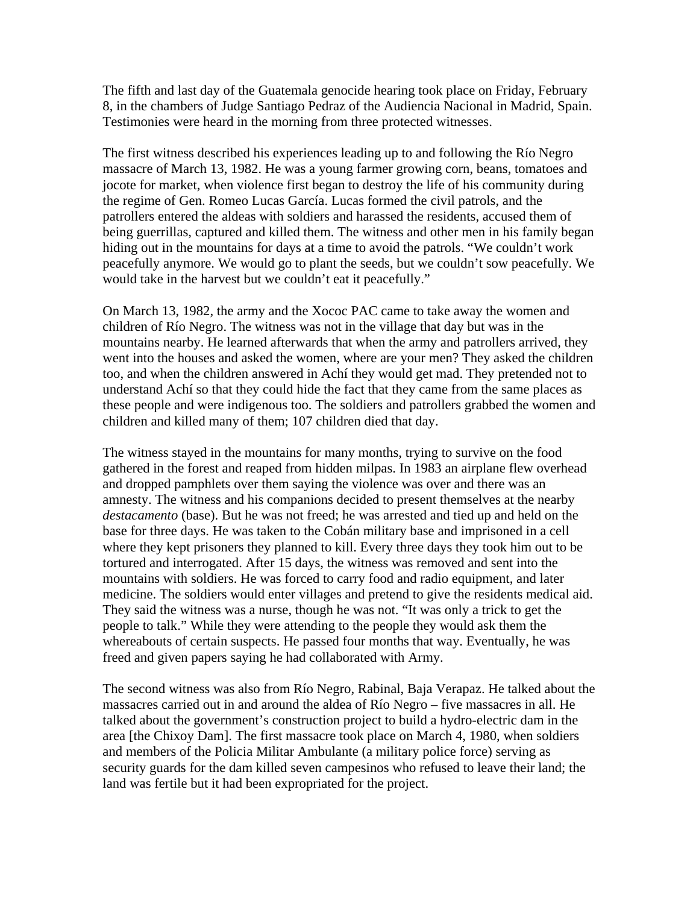The fifth and last day of the Guatemala genocide hearing took place on Friday, February 8, in the chambers of Judge Santiago Pedraz of the Audiencia Nacional in Madrid, Spain. Testimonies were heard in the morning from three protected witnesses.

The first witness described his experiences leading up to and following the Río Negro massacre of March 13, 1982. He was a young farmer growing corn, beans, tomatoes and jocote for market, when violence first began to destroy the life of his community during the regime of Gen. Romeo Lucas García. Lucas formed the civil patrols, and the patrollers entered the aldeas with soldiers and harassed the residents, accused them of being guerrillas, captured and killed them. The witness and other men in his family began hiding out in the mountains for days at a time to avoid the patrols. "We couldn't work peacefully anymore. We would go to plant the seeds, but we couldn't sow peacefully. We would take in the harvest but we couldn't eat it peacefully."

On March 13, 1982, the army and the Xococ PAC came to take away the women and children of Río Negro. The witness was not in the village that day but was in the mountains nearby. He learned afterwards that when the army and patrollers arrived, they went into the houses and asked the women, where are your men? They asked the children too, and when the children answered in Achí they would get mad. They pretended not to understand Achí so that they could hide the fact that they came from the same places as these people and were indigenous too. The soldiers and patrollers grabbed the women and children and killed many of them; 107 children died that day.

The witness stayed in the mountains for many months, trying to survive on the food gathered in the forest and reaped from hidden milpas. In 1983 an airplane flew overhead and dropped pamphlets over them saying the violence was over and there was an amnesty. The witness and his companions decided to present themselves at the nearby *destacamento* (base). But he was not freed; he was arrested and tied up and held on the base for three days. He was taken to the Cobán military base and imprisoned in a cell where they kept prisoners they planned to kill. Every three days they took him out to be tortured and interrogated. After 15 days, the witness was removed and sent into the mountains with soldiers. He was forced to carry food and radio equipment, and later medicine. The soldiers would enter villages and pretend to give the residents medical aid. They said the witness was a nurse, though he was not. "It was only a trick to get the people to talk." While they were attending to the people they would ask them the whereabouts of certain suspects. He passed four months that way. Eventually, he was freed and given papers saying he had collaborated with Army.

The second witness was also from Río Negro, Rabinal, Baja Verapaz. He talked about the massacres carried out in and around the aldea of Río Negro – five massacres in all. He talked about the government's construction project to build a hydro-electric dam in the area [the Chixoy Dam]. The first massacre took place on March 4, 1980, when soldiers and members of the Policia Militar Ambulante (a military police force) serving as security guards for the dam killed seven campesinos who refused to leave their land; the land was fertile but it had been expropriated for the project.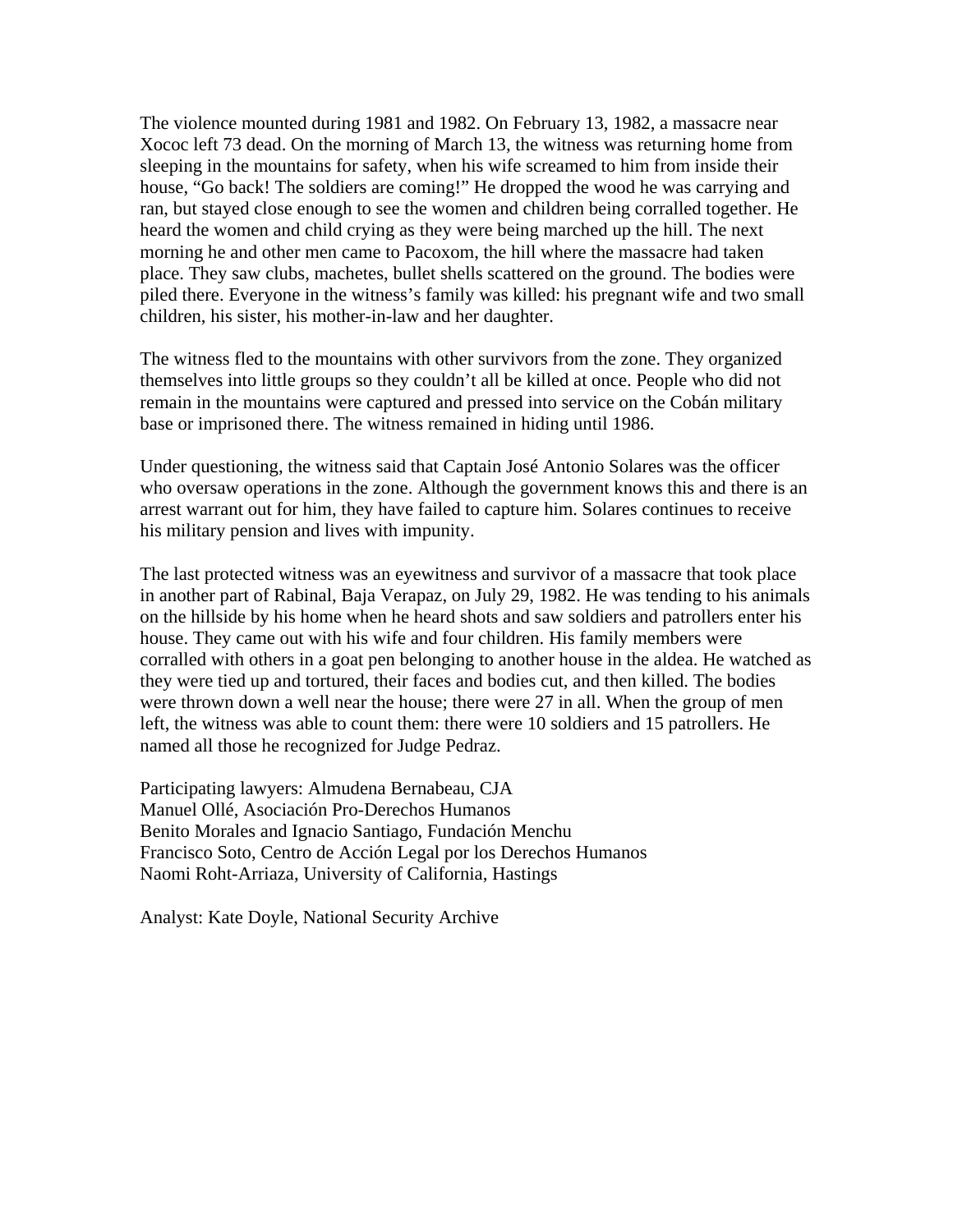The violence mounted during 1981 and 1982. On February 13, 1982, a massacre near Xococ left 73 dead. On the morning of March 13, the witness was returning home from sleeping in the mountains for safety, when his wife screamed to him from inside their house, "Go back! The soldiers are coming!" He dropped the wood he was carrying and ran, but stayed close enough to see the women and children being corralled together. He heard the women and child crying as they were being marched up the hill. The next morning he and other men came to Pacoxom, the hill where the massacre had taken place. They saw clubs, machetes, bullet shells scattered on the ground. The bodies were piled there. Everyone in the witness's family was killed: his pregnant wife and two small children, his sister, his mother-in-law and her daughter.

The witness fled to the mountains with other survivors from the zone. They organized themselves into little groups so they couldn't all be killed at once. People who did not remain in the mountains were captured and pressed into service on the Cobán military base or imprisoned there. The witness remained in hiding until 1986.

Under questioning, the witness said that Captain José Antonio Solares was the officer who oversaw operations in the zone. Although the government knows this and there is an arrest warrant out for him, they have failed to capture him. Solares continues to receive his military pension and lives with impunity.

The last protected witness was an eyewitness and survivor of a massacre that took place in another part of Rabinal, Baja Verapaz, on July 29, 1982. He was tending to his animals on the hillside by his home when he heard shots and saw soldiers and patrollers enter his house. They came out with his wife and four children. His family members were corralled with others in a goat pen belonging to another house in the aldea. He watched as they were tied up and tortured, their faces and bodies cut, and then killed. The bodies were thrown down a well near the house; there were 27 in all. When the group of men left, the witness was able to count them: there were 10 soldiers and 15 patrollers. He named all those he recognized for Judge Pedraz.

Participating lawyers: Almudena Bernabeau, CJA
Manuel Ollé, Asociación Pro-Derechos Humanos
Benito Morales and Ignacio Santiago, Fundación Menchu
Francisco Soto, Centro de Acción Legal por los Derechos Humanos
Naomi Roht-Arriaza, University of California, Hastings

Analyst: Kate Doyle, National Security Archive